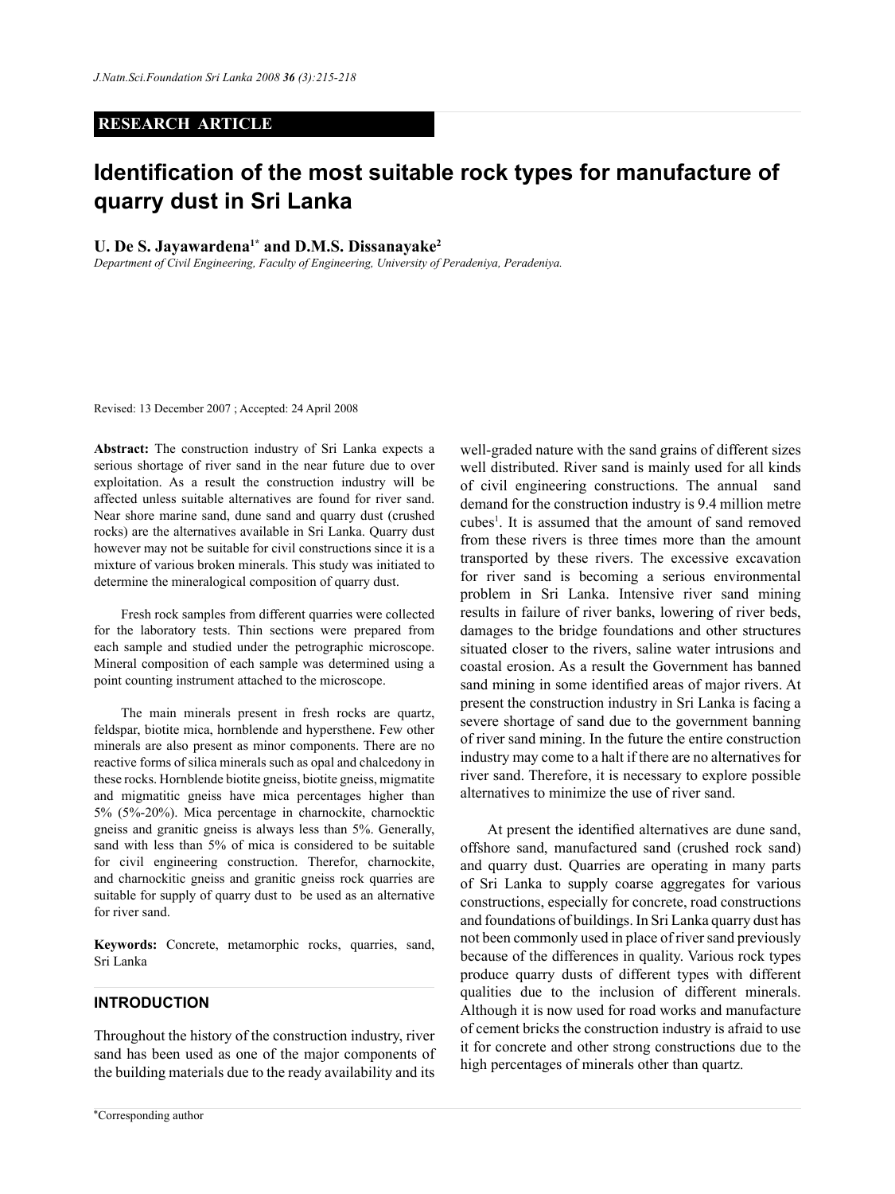RESEARCH ARTICLE

# Identification of the most suitable rock types for manufacture of quarry dust in Sri Lanka

**U. De S. Jayawardena[1*] and D.M.S. Dissanayake[2]**

*Department of Civil Engineering, Faculty of Engineering, University of Peradeniya, Peradeniya.*

Revised: 13 December 2007 ; Accepted: 24 April 2008

**Abstract:** The construction industry of Sri Lanka expects a serious shortage of river sand in the near future due to over exploitation. As a result the construction industry will be affected unless suitable alternatives are found for river sand. Near shore marine sand, dune sand and quarry dust (crushed rocks) are the alternatives available in Sri Lanka. Quarry dust however may not be suitable for civil constructions since it is a mixture of various broken minerals. This study was initiated to determine the mineralogical composition of quarry dust.

Fresh rock samples from different quarries were collected for the laboratory tests. Thin sections were prepared from each sample and studied under the petrographic microscope. Mineral composition of each sample was determined using a point counting instrument attached to the microscope.

The main minerals present in fresh rocks are quartz, feldspar, biotite mica, hornblende and hypersthene. Few other minerals are also present as minor components. There are no reactive forms of silica minerals such as opal and chalcedony in these rocks. Hornblende biotite gneiss, biotite gneiss, migmatite and migmatitic gneiss have mica percentages higher than 5% (5%-20%). Mica percentage in charnockite, charnocktic gneiss and granitic gneiss is always less than 5%. Generally, sand with less than 5% of mica is considered to be suitable for civil engineering construction. Therefor, charnockite, and charnockitic gneiss and granitic gneiss rock quarries are suitable for supply of quarry dust to be used as an alternative for river sand.

**Keywords:** Concrete, metamorphic rocks, quarries, sand, Sri Lanka

## INTRODUCTION

Throughout the history of the construction industry, river sand has been used as one of the major components of the building materials due to the ready availability and its well-graded nature with the sand grains of different sizes well distributed. River sand is mainly used for all kinds of civil engineering constructions. The annual sand demand for the construction industry is 9.4 million metre cubes[1]. It is assumed that the amount of sand removed from these rivers is three times more than the amount transported by these rivers. The excessive excavation for river sand is becoming a serious environmental problem in Sri Lanka. Intensive river sand mining results in failure of river banks, lowering of river beds, damages to the bridge foundations and other structures situated closer to the rivers, saline water intrusions and coastal erosion. As a result the Government has banned sand mining in some identified areas of major rivers. At present the construction industry in Sri Lanka is facing a severe shortage of sand due to the government banning of river sand mining. In the future the entire construction industry may come to a halt if there are no alternatives for river sand. Therefore, it is necessary to explore possible alternatives to minimize the use of river sand.

At present the identified alternatives are dune sand, offshore sand, manufactured sand (crushed rock sand) and quarry dust. Quarries are operating in many parts of Sri Lanka to supply coarse aggregates for various constructions, especially for concrete, road constructions and foundations of buildings. In Sri Lanka quarry dust has not been commonly used in place of river sand previously because of the differences in quality. Various rock types produce quarry dusts of different types with different qualities due to the inclusion of different minerals. Although it is now used for road works and manufacture of cement bricks the construction industry is afraid to use it for concrete and other strong constructions due to the high percentages of minerals other than quartz.

*Corresponding author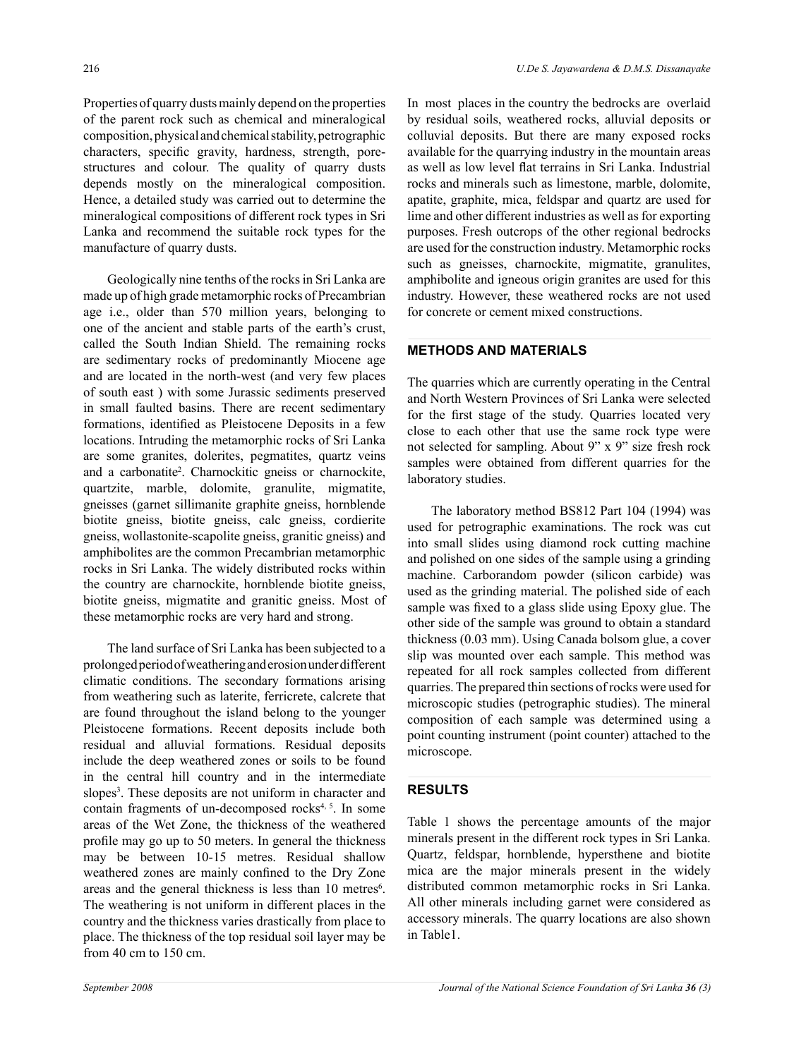Properties of quarry dusts mainly depend on the properties of the parent rock such as chemical and mineralogical composition, physical and chemical stability, petrographic characters, specific gravity, hardness, strength, pore-structures and colour. The quality of quarry dusts depends mostly on the mineralogical composition. Hence, a detailed study was carried out to determine the mineralogical compositions of different rock types in Sri Lanka and recommend the suitable rock types for the manufacture of quarry dusts.

Geologically nine tenths of the rocks in Sri Lanka are made up of high grade metamorphic rocks of Precambrian age i.e., older than 570 million years, belonging to one of the ancient and stable parts of the earth's crust, called the South Indian Shield. The remaining rocks are sedimentary rocks of predominantly Miocene age and are located in the north-west (and very few places of south east ) with some Jurassic sediments preserved in small faulted basins. There are recent sedimentary formations, identified as Pleistocene Deposits in a few locations. Intruding the metamorphic rocks of Sri Lanka are some granites, dolerites, pegmatites, quartz veins and a carbonatite[2]. Charnockitic gneiss or charnockite, quartzite, marble, dolomite, granulite, migmatite, gneisses (garnet sillimanite graphite gneiss, hornblende biotite gneiss, biotite gneiss, calc gneiss, cordierite gneiss, wollastonite-scapolite gneiss, granitic gneiss) and amphibolites are the common Precambrian metamorphic rocks in Sri Lanka. The widely distributed rocks within the country are charnockite, hornblende biotite gneiss, biotite gneiss, migmatite and granitic gneiss. Most of these metamorphic rocks are very hard and strong.

The land surface of Sri Lanka has been subjected to a prolonged period of weathering and erosion under different climatic conditions. The secondary formations arising from weathering such as laterite, ferricrete, calcrete that are found throughout the island belong to the younger Pleistocene formations. Recent deposits include both residual and alluvial formations. Residual deposits include the deep weathered zones or soils to be found in the central hill country and in the intermediate slopes[3]. These deposits are not uniform in character and contain fragments of un-decomposed rocks[4, 5]. In some areas of the Wet Zone, the thickness of the weathered profile may go up to 50 meters. In general the thickness may be between 10-15 metres. Residual shallow weathered zones are mainly confined to the Dry Zone areas and the general thickness is less than 10 metres[6]. The weathering is not uniform in different places in the country and the thickness varies drastically from place to place. The thickness of the top residual soil layer may be from 40 cm to 150 cm.

In most places in the country the bedrocks are overlaid by residual soils, weathered rocks, alluvial deposits or colluvial deposits. But there are many exposed rocks available for the quarrying industry in the mountain areas as well as low level flat terrains in Sri Lanka. Industrial rocks and minerals such as limestone, marble, dolomite, apatite, graphite, mica, feldspar and quartz are used for lime and other different industries as well as for exporting purposes. Fresh outcrops of the other regional bedrocks are used for the construction industry. Metamorphic rocks such as gneisses, charnockite, migmatite, granulites, amphibolite and igneous origin granites are used for this industry. However, these weathered rocks are not used for concrete or cement mixed constructions.

## METHODS AND MATERIALS

The quarries which are currently operating in the Central and North Western Provinces of Sri Lanka were selected for the first stage of the study. Quarries located very close to each other that use the same rock type were not selected for sampling. About 9" x 9" size fresh rock samples were obtained from different quarries for the laboratory studies.

The laboratory method BS812 Part 104 (1994) was used for petrographic examinations. The rock was cut into small slides using diamond rock cutting machine and polished on one sides of the sample using a grinding machine. Carborandom powder (silicon carbide) was used as the grinding material. The polished side of each sample was fixed to a glass slide using Epoxy glue. The other side of the sample was ground to obtain a standard thickness (0.03 mm). Using Canada bolsom glue, a cover slip was mounted over each sample. This method was repeated for all rock samples collected from different quarries. The prepared thin sections of rocks were used for microscopic studies (petrographic studies). The mineral composition of each sample was determined using a point counting instrument (point counter) attached to the microscope.

## RESULTS

Table 1 shows the percentage amounts of the major minerals present in the different rock types in Sri Lanka. Quartz, feldspar, hornblende, hypersthene and biotite mica are the major minerals present in the widely distributed common metamorphic rocks in Sri Lanka. All other minerals including garnet were considered as accessory minerals. The quarry locations are also shown in Table1.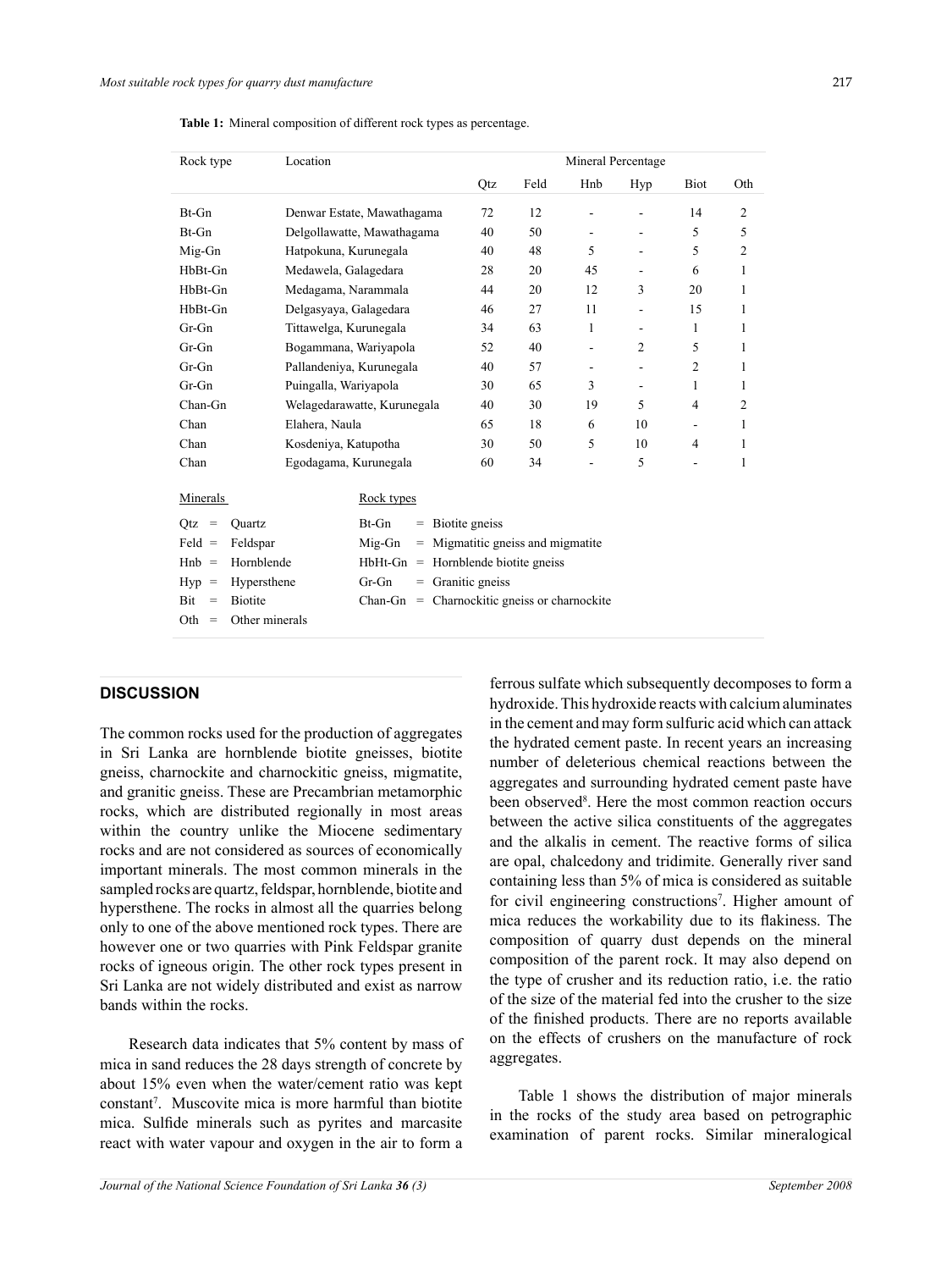**Table 1:** Mineral composition of different rock types as percentage.

| Rock type | Location | Mineral Percentage | | | | | |
|---|---|---|---|---|---|---|---|
| | | Qtz | Feld | Hnb | Hyp | Biot | Oth |
| Bt-Gn | Denwar Estate, Mawathagama | 72 | 12 | - | - | 14 | 2 |
| Bt-Gn | Delgollawatte, Mawathagama | 40 | 50 | - | - | 5 | 5 |
| Mig-Gn | Hatpokuna, Kurunegala | 40 | 48 | 5 | - | 5 | 2 |
| HbBt-Gn | Medawela, Galagedara | 28 | 20 | 45 | - | 6 | 1 |
| HbBt-Gn | Medagama, Narammala | 44 | 20 | 12 | 3 | 20 | 1 |
| HbBt-Gn | Delgasyaya, Galagedara | 46 | 27 | 11 | - | 15 | 1 |
| Gr-Gn | Tittawelga, Kurunegala | 34 | 63 | 1 | - | 1 | 1 |
| Gr-Gn | Bogammana, Wariyapola | 52 | 40 | - | 2 | 5 | 1 |
| Gr-Gn | Pallandeniya, Kurunegala | 40 | 57 | - | - | 2 | 1 |
| Gr-Gn | Puingalla, Wariyapola | 30 | 65 | 3 | - | 1 | 1 |
| Chan-Gn | Welagedarawatte, Kurunegala | 40 | 30 | 19 | 5 | 4 | 2 |
| Chan | Elahera, Naula | 65 | 18 | 6 | 10 | - | 1 |
| Chan | Kosdeniya, Katupotha | 30 | 50 | 5 | 10 | 4 | 1 |
| Chan | Egodagama, Kurunegala | 60 | 34 | - | 5 | - | 1 |

Minerals

Qtz = Quartz
Feld = Feldspar
Hnb = Hornblende
Hyp = Hypersthene
Bit = Biotite
Oth = Other minerals

Rock types

Bt-Gn = Biotite gneiss
Mig-Gn = Migmatitic gneiss and migmatite
HbHt-Gn = Hornblende biotite gneiss
Gr-Gn = Granitic gneiss
Chan-Gn = Charnockitic gneiss or charnockite

## DISCUSSION

The common rocks used for the production of aggregates in Sri Lanka are hornblende biotite gneisses, biotite gneiss, charnockite and charnockitic gneiss, migmatite, and granitic gneiss. These are Precambrian metamorphic rocks, which are distributed regionally in most areas within the country unlike the Miocene sedimentary rocks and are not considered as sources of economically important minerals. The most common minerals in the sampled rocks are quartz, feldspar, hornblende, biotite and hypersthene. The rocks in almost all the quarries belong only to one of the above mentioned rock types. There are however one or two quarries with Pink Feldspar granite rocks of igneous origin. The other rock types present in Sri Lanka are not widely distributed and exist as narrow bands within the rocks.

Research data indicates that 5% content by mass of mica in sand reduces the 28 days strength of concrete by about 15% even when the water/cement ratio was kept constant[7]. Muscovite mica is more harmful than biotite mica. Sulfide minerals such as pyrites and marcasite react with water vapour and oxygen in the air to form a ferrous sulfate which subsequently decomposes to form a hydroxide. This hydroxide reacts with calcium aluminates in the cement and may form sulfuric acid which can attack the hydrated cement paste. In recent years an increasing number of deleterious chemical reactions between the aggregates and surrounding hydrated cement paste have been observed[8]. Here the most common reaction occurs between the active silica constituents of the aggregates and the alkalis in cement. The reactive forms of silica are opal, chalcedony and tridimite. Generally river sand containing less than 5% of mica is considered as suitable for civil engineering constructions[7]. Higher amount of mica reduces the workability due to its flakiness. The composition of quarry dust depends on the mineral composition of the parent rock. It may also depend on the type of crusher and its reduction ratio, i.e. the ratio of the size of the material fed into the crusher to the size of the finished products. There are no reports available on the effects of crushers on the manufacture of rock aggregates.

Table 1 shows the distribution of major minerals in the rocks of the study area based on petrographic examination of parent rocks. Similar mineralogical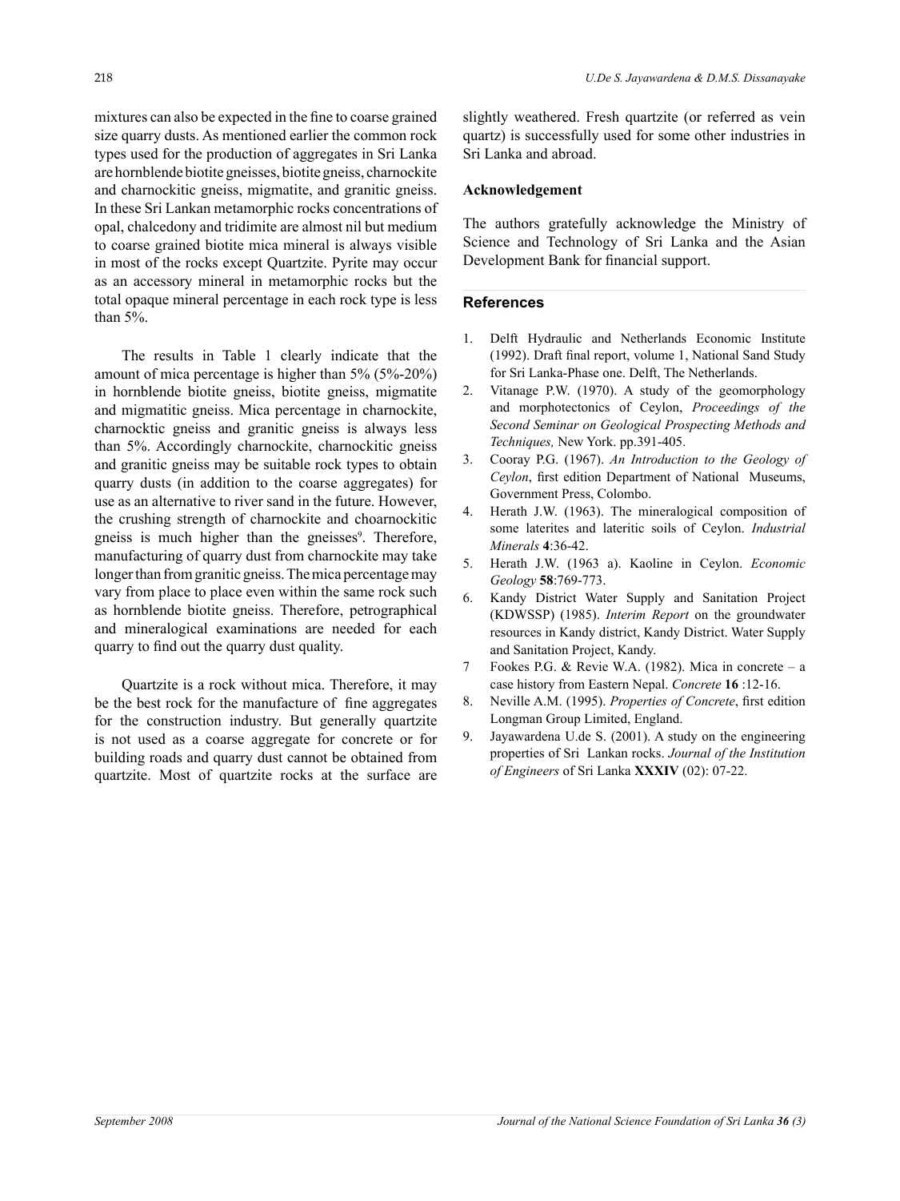mixtures can also be expected in the fine to coarse grained size quarry dusts. As mentioned earlier the common rock types used for the production of aggregates in Sri Lanka are hornblende biotite gneisses, biotite gneiss, charnockite and charnockitic gneiss, migmatite, and granitic gneiss. In these Sri Lankan metamorphic rocks concentrations of opal, chalcedony and tridimite are almost nil but medium to coarse grained biotite mica mineral is always visible in most of the rocks except Quartzite. Pyrite may occur as an accessory mineral in metamorphic rocks but the total opaque mineral percentage in each rock type is less than 5%.

The results in Table 1 clearly indicate that the amount of mica percentage is higher than 5% (5%-20%) in hornblende biotite gneiss, biotite gneiss, migmatite and migmatitic gneiss. Mica percentage in charnockite, charnocktic gneiss and granitic gneiss is always less than 5%. Accordingly charnockite, charnockitic gneiss and granitic gneiss may be suitable rock types to obtain quarry dusts (in addition to the coarse aggregates) for use as an alternative to river sand in the future. However, the crushing strength of charnockite and choarnockitic gneiss is much higher than the gneisses[9]. Therefore, manufacturing of quarry dust from charnockite may take longer than from granitic gneiss. The mica percentage may vary from place to place even within the same rock such as hornblende biotite gneiss. Therefore, petrographical and mineralogical examinations are needed for each quarry to find out the quarry dust quality.

Quartzite is a rock without mica. Therefore, it may be the best rock for the manufacture of fine aggregates for the construction industry. But generally quartzite is not used as a coarse aggregate for concrete or for building roads and quarry dust cannot be obtained from quartzite. Most of quartzite rocks at the surface are slightly weathered. Fresh quartzite (or referred as vein quartz) is successfully used for some other industries in Sri Lanka and abroad.

**Acknowledgement**

The authors gratefully acknowledge the Ministry of Science and Technology of Sri Lanka and the Asian Development Bank for financial support.

## References

1. Delft Hydraulic and Netherlands Economic Institute (1992). Draft final report, volume 1, National Sand Study for Sri Lanka-Phase one. Delft, The Netherlands.
2. Vitanage P.W. (1970). A study of the geomorphology and morphotectonics of Ceylon, *Proceedings of the Second Seminar on Geological Prospecting Methods and Techniques,* New York. pp.391-405.
3. Cooray P.G. (1967). *An Introduction to the Geology of Ceylon*, first edition Department of National Museums, Government Press, Colombo.
4. Herath J.W. (1963). The mineralogical composition of some laterites and lateritic soils of Ceylon. *Industrial Minerals* **4**:36-42.
5. Herath J.W. (1963 a). Kaoline in Ceylon. *Economic Geology* **58**:769-773.
6. Kandy District Water Supply and Sanitation Project (KDWSSP) (1985). *Interim Report* on the groundwater resources in Kandy district, Kandy District. Water Supply and Sanitation Project, Kandy.
7. Fookes P.G. & Revie W.A. (1982). Mica in concrete – a case history from Eastern Nepal. *Concrete* **16** :12-16.
8. Neville A.M. (1995). *Properties of Concrete*, first edition Longman Group Limited, England.
9. Jayawardena U.de S. (2001). A study on the engineering properties of Sri Lankan rocks. *Journal of the Institution of Engineers* of Sri Lanka **XXXIV** (02): 07-22.